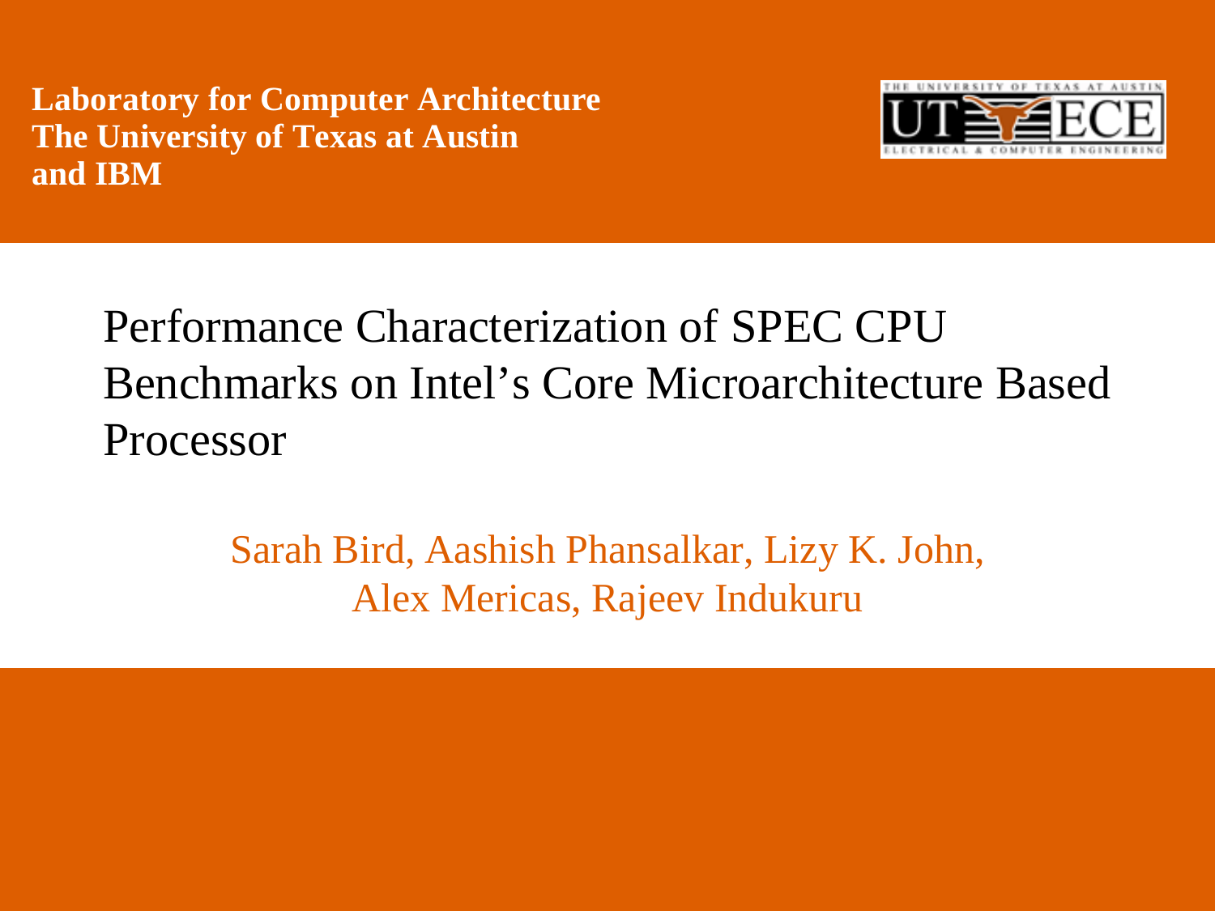**Laboratory for Computer Architecture**
**The University of Texas at Austin**
**and IBM**

# Performance Characterization of SPEC CPU Benchmarks on Intel's Core Microarchitecture Based Processor

Sarah Bird, Aashish Phansalkar, Lizy K. John,
Alex Mericas, Rajeev Indukuru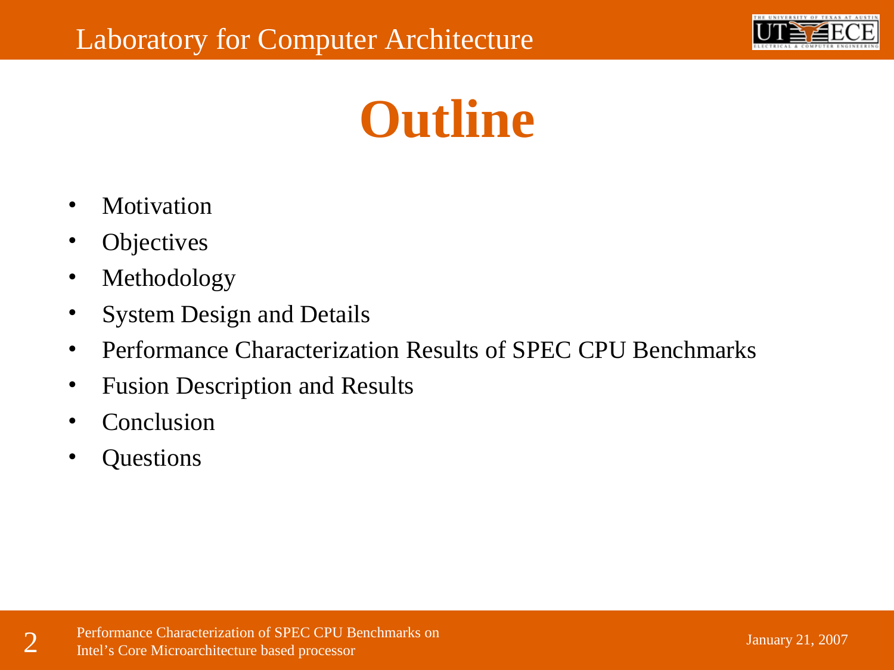# Outline

- Motivation
- Objectives
- Methodology
- System Design and Details
- Performance Characterization Results of SPEC CPU Benchmarks
- Fusion Description and Results
- Conclusion
- Questions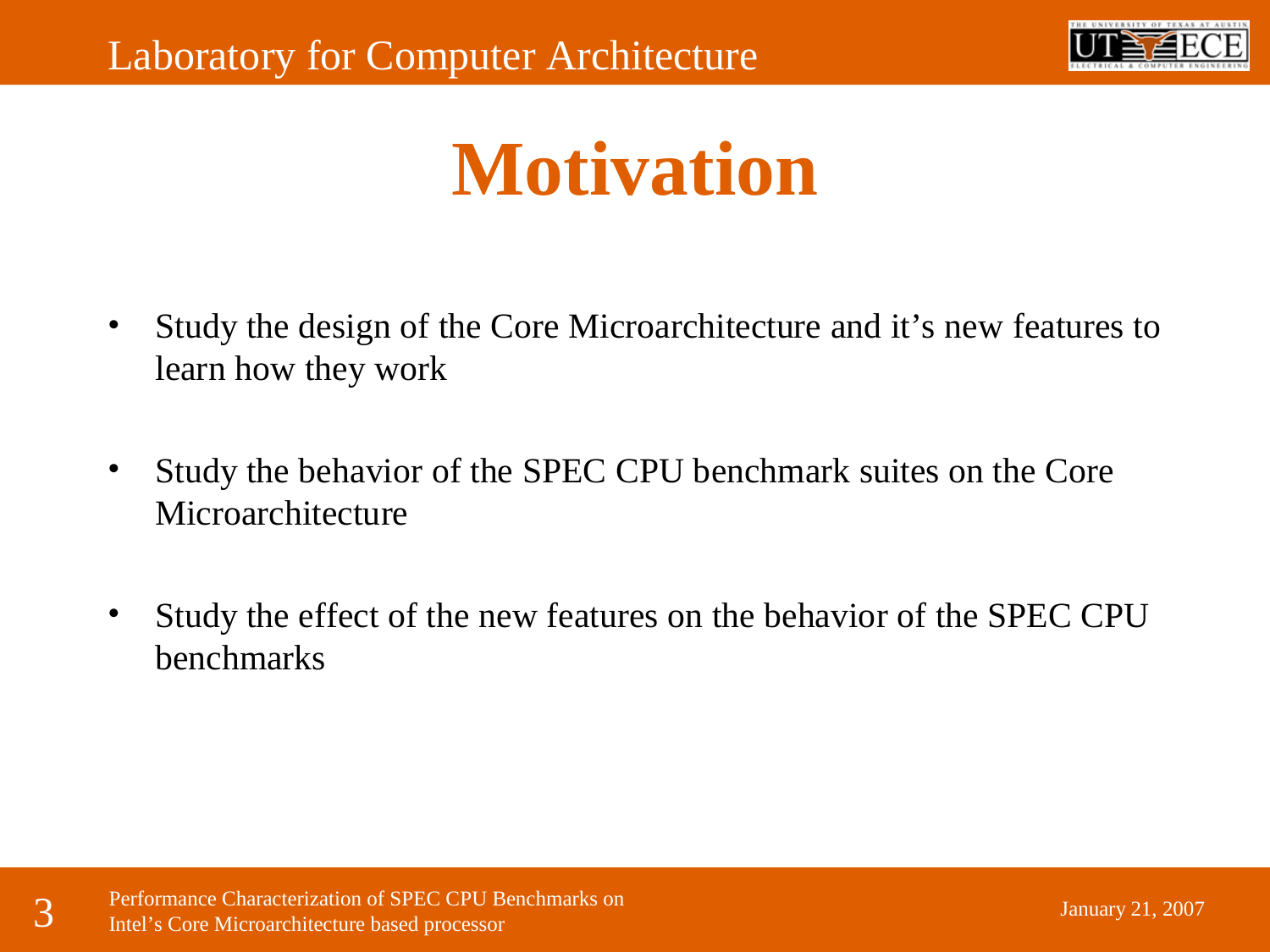# Motivation

- Study the design of the Core Microarchitecture and it's new features to learn how they work
- Study the behavior of the SPEC CPU benchmark suites on the Core Microarchitecture
- Study the effect of the new features on the behavior of the SPEC CPU benchmarks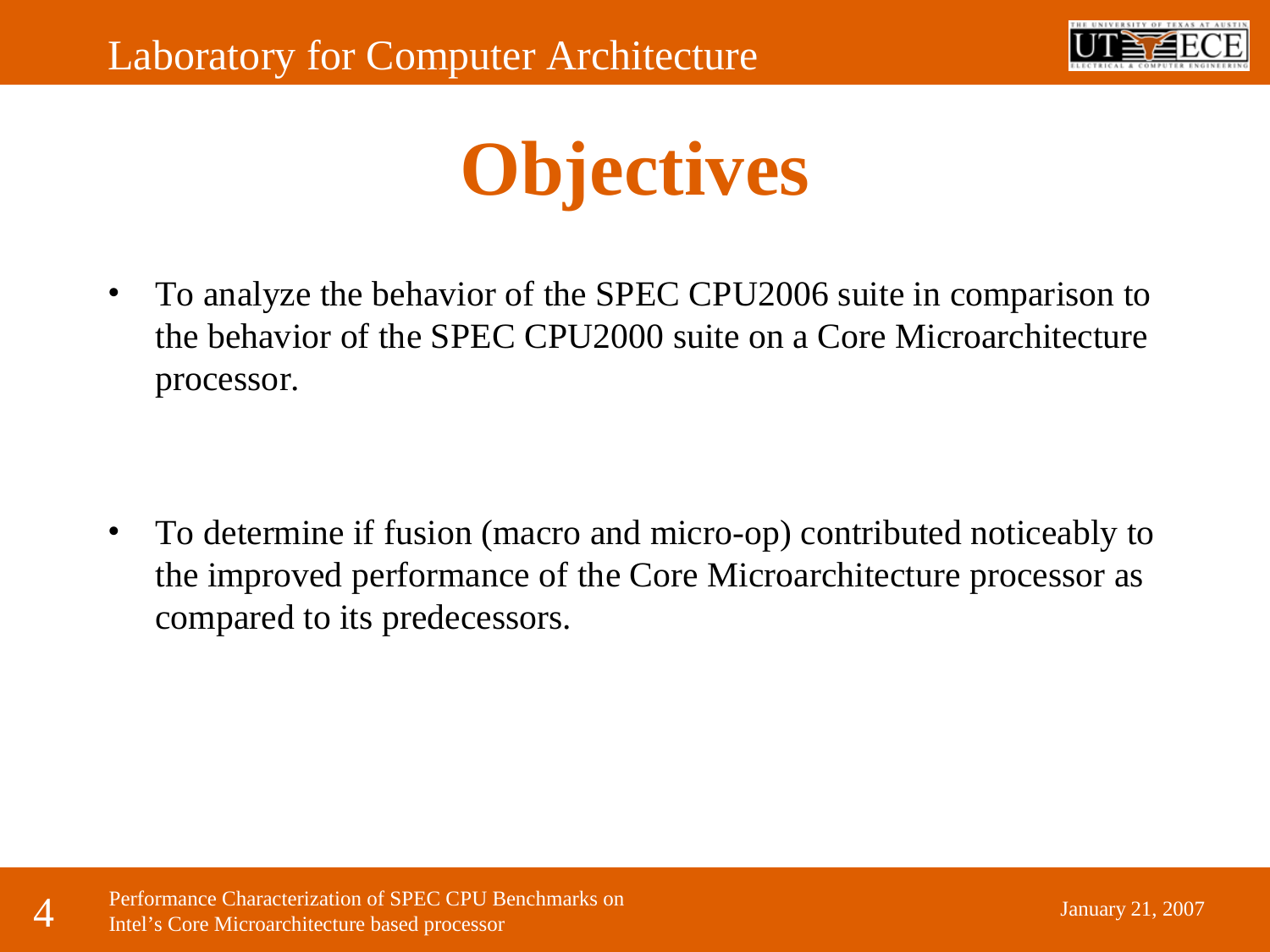# Objectives

- To analyze the behavior of the SPEC CPU2006 suite in comparison to the behavior of the SPEC CPU2000 suite on a Core Microarchitecture processor.

- To determine if fusion (macro and micro-op) contributed noticeably to the improved performance of the Core Microarchitecture processor as compared to its predecessors.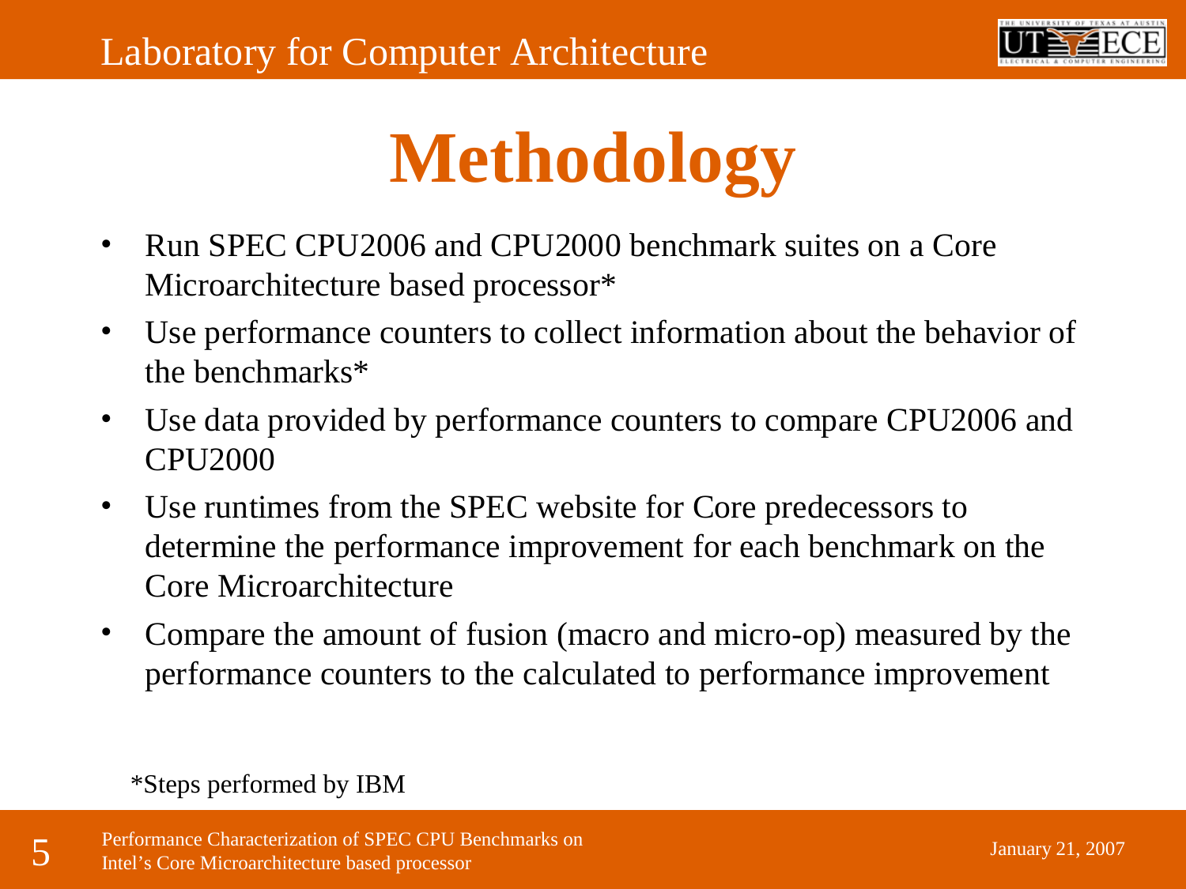# Methodology

- Run SPEC CPU2006 and CPU2000 benchmark suites on a Core Microarchitecture based processor*
- Use performance counters to collect information about the behavior of the benchmarks*
- Use data provided by performance counters to compare CPU2006 and CPU2000
- Use runtimes from the SPEC website for Core predecessors to determine the performance improvement for each benchmark on the Core Microarchitecture
- Compare the amount of fusion (macro and micro-op) measured by the performance counters to the calculated to performance improvement

*Steps performed by IBM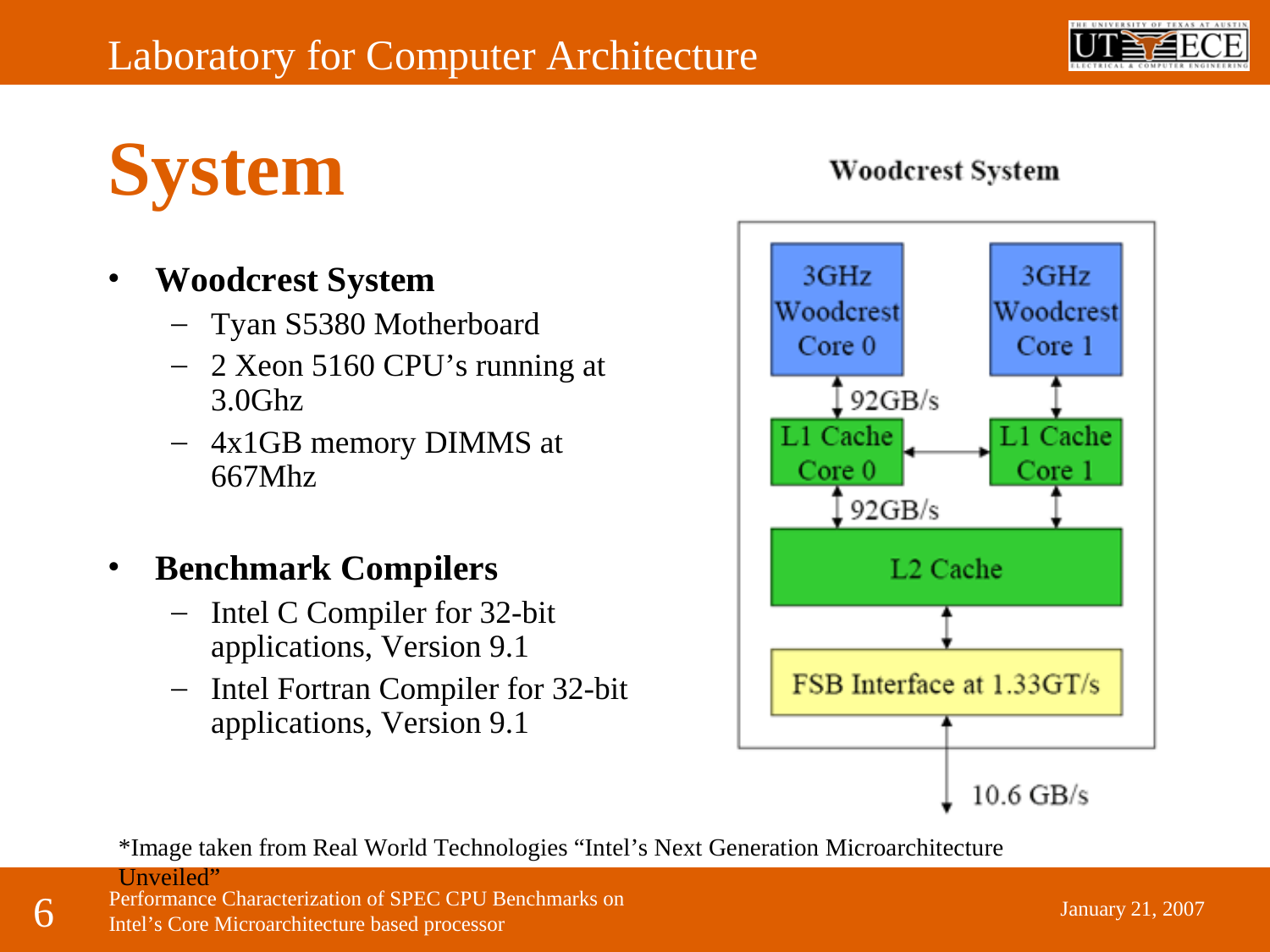# System

- **Woodcrest System**
  - Tyan S5380 Motherboard
  - 2 Xeon 5160 CPU's running at 3.0Ghz
  - 4x1GB memory DIMMS at 667Mhz
- **Benchmark Compilers**
  - Intel C Compiler for 32-bit applications, Version 9.1
  - Intel Fortran Compiler for 32-bit applications, Version 9.1

**Woodcrest System**

3GHz Woodcrest Core 0 | 3GHz Woodcrest Core 1

92GB/s

L1 Cache Core 0 | L1 Cache Core 1

92GB/s

L2 Cache

FSB Interface at 1.33GT/s

10.6 GB/s

*Image taken from Real World Technologies "Intel's Next Generation Microarchitecture Unveiled"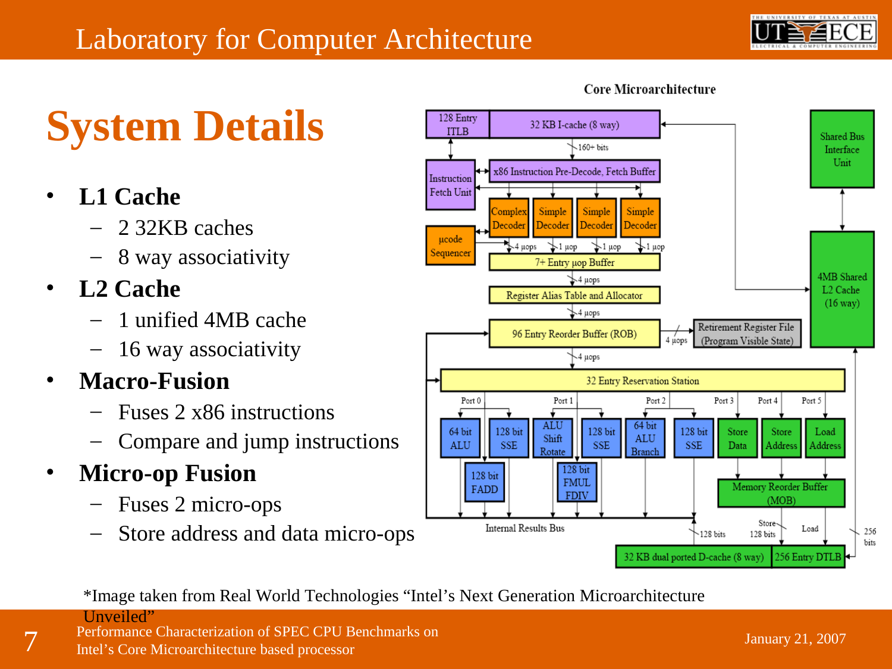# System Details

- **L1 Cache**
  - 2 32KB caches
  - 8 way associativity
- **L2 Cache**
  - 1 unified 4MB cache
  - 16 way associativity
- **Macro-Fusion**
  - Fuses 2 x86 instructions
  - Compare and jump instructions
- **Micro-op Fusion**
  - Fuses 2 micro-ops
  - Store address and data micro-ops

*Image taken from Real World Technologies "Intel's Next Generation Microarchitecture Unveiled"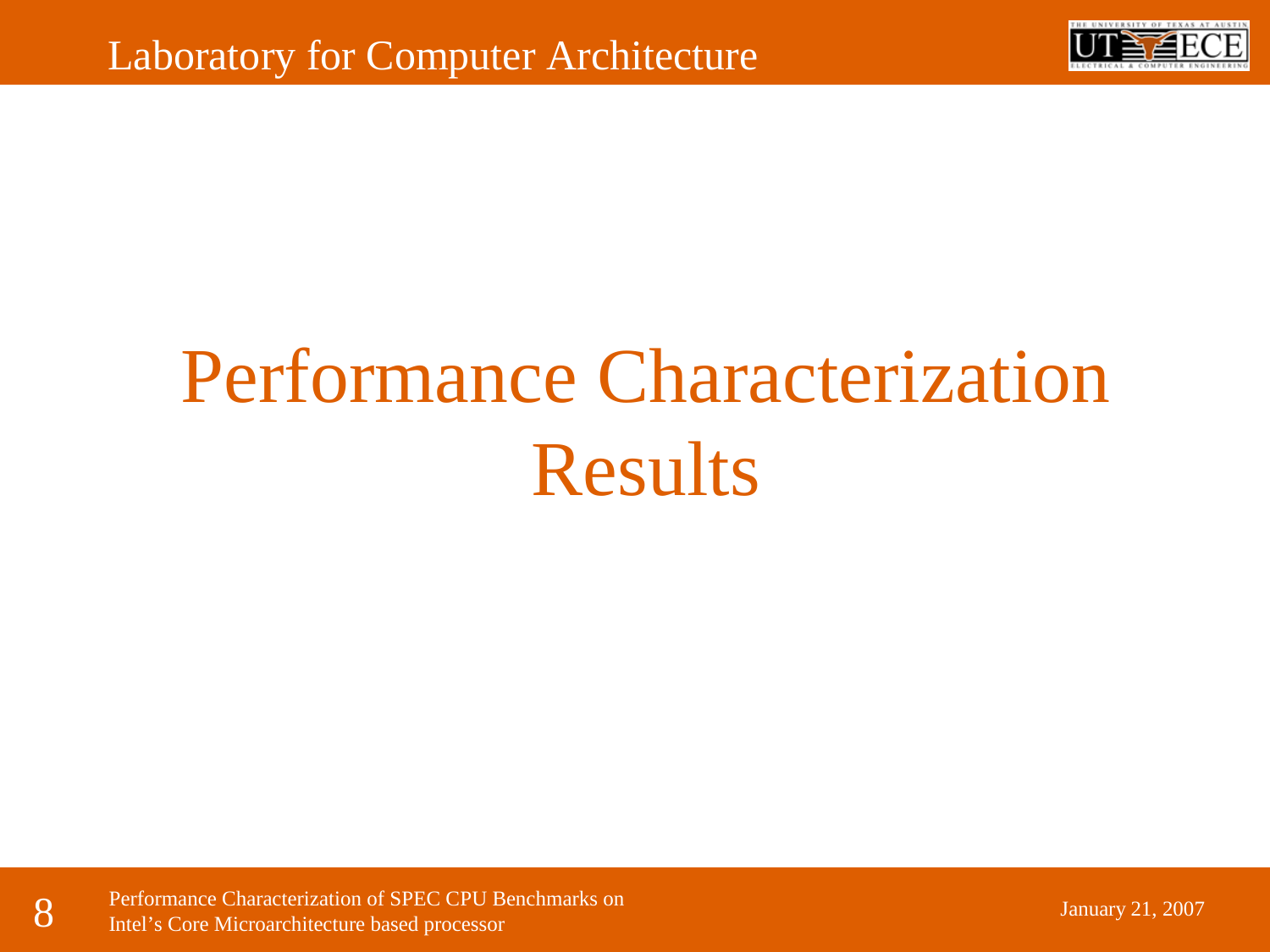# Performance Characterization Results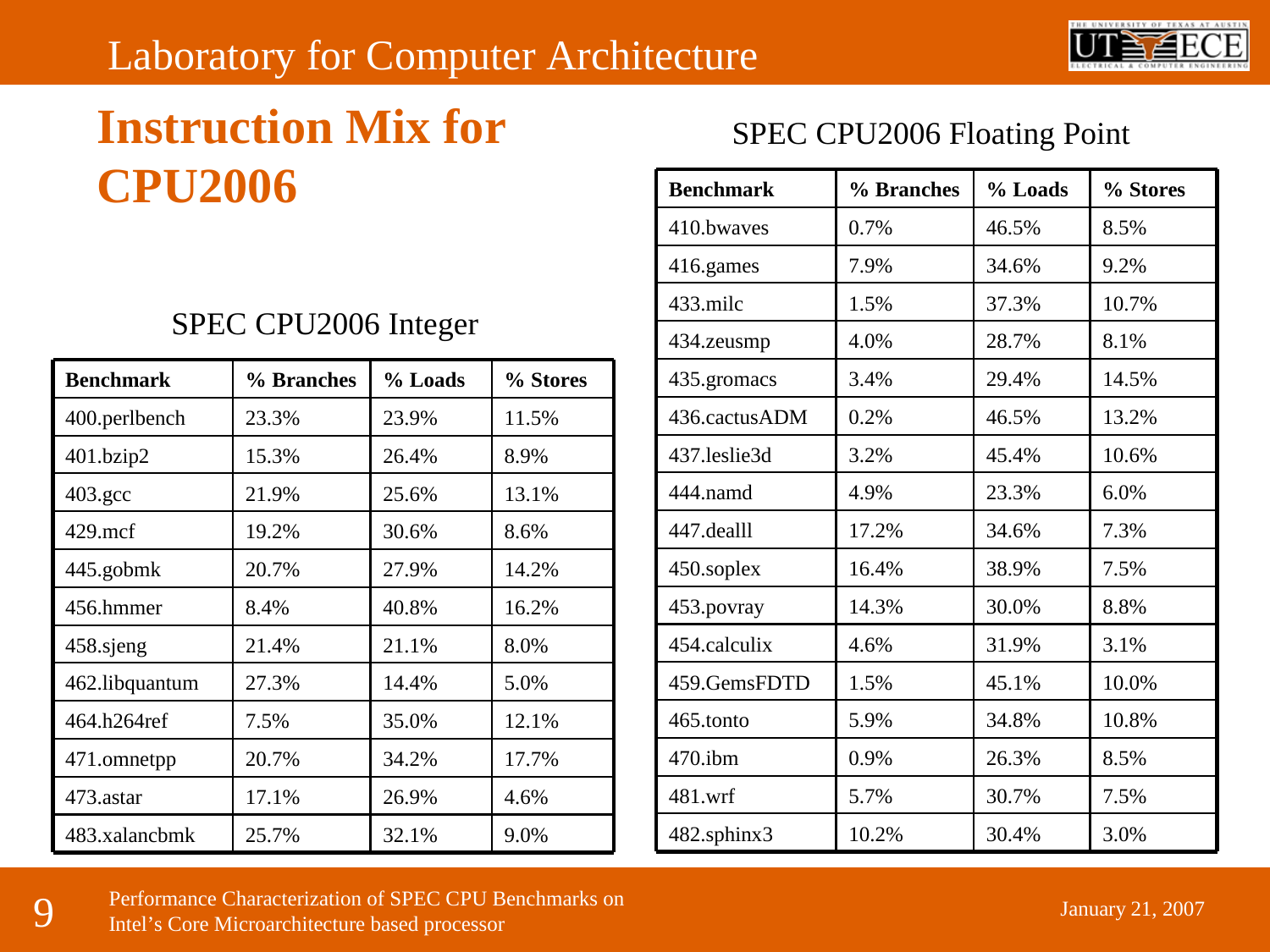# Instruction Mix for CPU2006

SPEC CPU2006 Integer

| Benchmark | % Branches | % Loads | % Stores |
|---|---|---|---|
| 400.perlbench | 23.3% | 23.9% | 11.5% |
| 401.bzip2 | 15.3% | 26.4% | 8.9% |
| 403.gcc | 21.9% | 25.6% | 13.1% |
| 429.mcf | 19.2% | 30.6% | 8.6% |
| 445.gobmk | 20.7% | 27.9% | 14.2% |
| 456.hmmer | 8.4% | 40.8% | 16.2% |
| 458.sjeng | 21.4% | 21.1% | 8.0% |
| 462.libquantum | 27.3% | 14.4% | 5.0% |
| 464.h264ref | 7.5% | 35.0% | 12.1% |
| 471.omnetpp | 20.7% | 34.2% | 17.7% |
| 473.astar | 17.1% | 26.9% | 4.6% |
| 483.xalancbmk | 25.7% | 32.1% | 9.0% |

SPEC CPU2006 Floating Point

| Benchmark | % Branches | % Loads | % Stores |
|---|---|---|---|
| 410.bwaves | 0.7% | 46.5% | 8.5% |
| 416.games | 7.9% | 34.6% | 9.2% |
| 433.milc | 1.5% | 37.3% | 10.7% |
| 434.zeusmp | 4.0% | 28.7% | 8.1% |
| 435.gromacs | 3.4% | 29.4% | 14.5% |
| 436.cactusADM | 0.2% | 46.5% | 13.2% |
| 437.leslie3d | 3.2% | 45.4% | 10.6% |
| 444.namd | 4.9% | 23.3% | 6.0% |
| 447.dealll | 17.2% | 34.6% | 7.3% |
| 450.soplex | 16.4% | 38.9% | 7.5% |
| 453.povray | 14.3% | 30.0% | 8.8% |
| 454.calculix | 4.6% | 31.9% | 3.1% |
| 459.GemsFDTD | 1.5% | 45.1% | 10.0% |
| 465.tonto | 5.9% | 34.8% | 10.8% |
| 470.ibm | 0.9% | 26.3% | 8.5% |
| 481.wrf | 5.7% | 30.7% | 7.5% |
| 482.sphinx3 | 10.2% | 30.4% | 3.0% |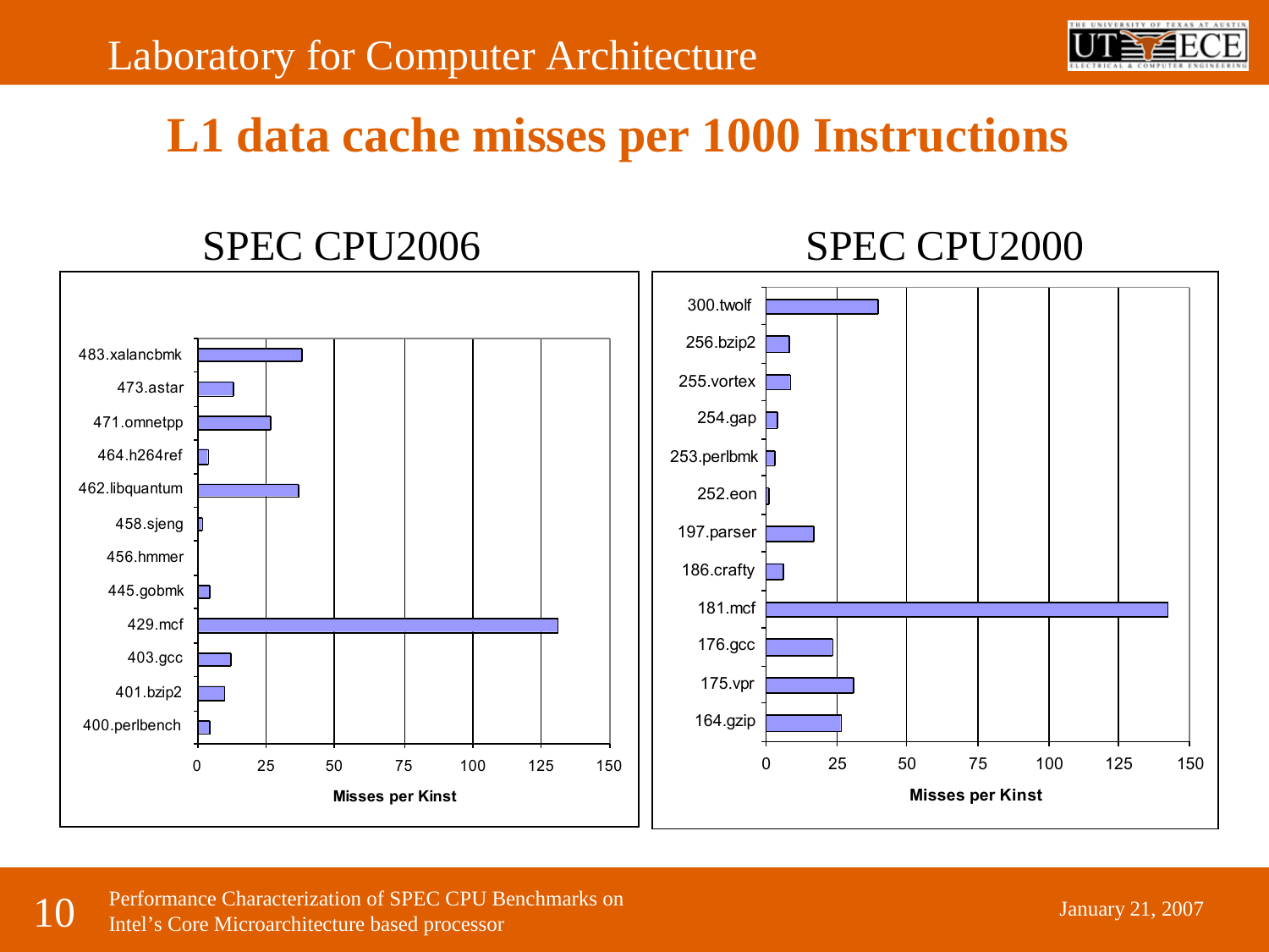# L1 data cache misses per 1000 Instructions

## SPEC CPU2006

483.xalancbmk
473.astar
471.omnetpp
464.h264ref
462.libquantum
458.sjeng
456.hmmer
445.gobmk
429.mcf
403.gcc
401.bzip2
400.perlbench

0 25 50 75 100 125 150

**Misses per Kinst**

## SPEC CPU2000

300.twolf
256.bzip2
255.vortex
254.gap
253.perlbmk
252.eon
197.parser
186.crafty
181.mcf
176.gcc
175.vpr
164.gzip

0 25 50 75 100 125 150

**Misses per Kinst**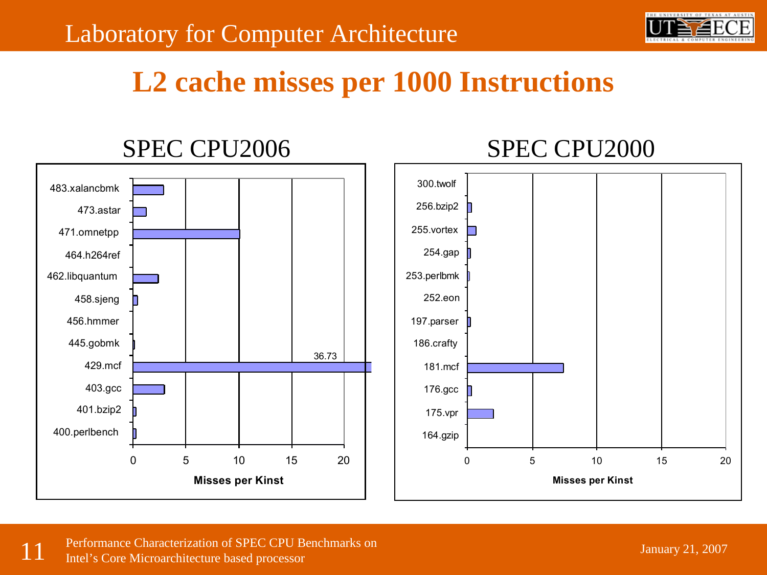## L2 cache misses per 1000 Instructions

### SPEC CPU2006

483.xalancbmk
473.astar
471.omnetpp
464.h264ref
462.libquantum
458.sjeng
456.hmmer
445.gobmk
429.mcf — 36.73
403.gcc
401.bzip2
400.perlbench

0 5 10 15 20

**Misses per Kinst**

### SPEC CPU2000

300.twolf
256.bzip2
255.vortex
254.gap
253.perlbmk
252.eon
197.parser
186.crafty
181.mcf
176.gcc
175.vpr
164.gzip

0 5 10 15 20

**Misses per Kinst**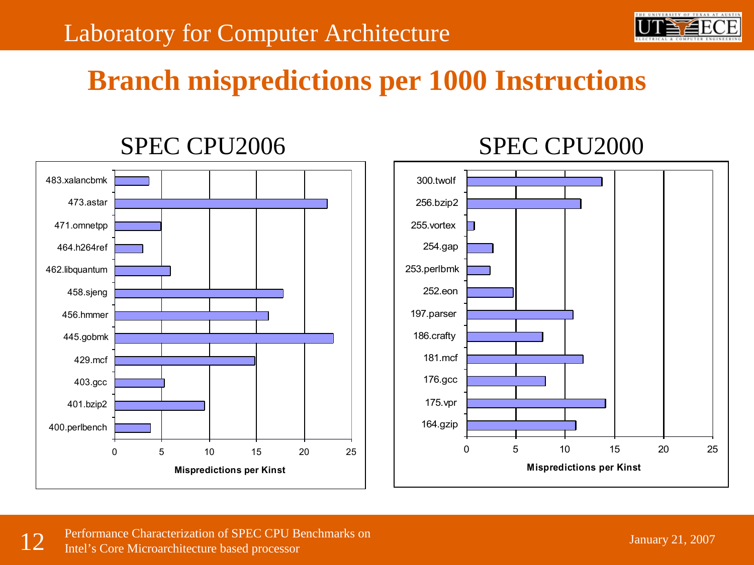# Branch mispredictions per 1000 Instructions

## SPEC CPU2006

| Benchmark | Mispredictions per Kinst |
| --- | --- |
| 483.xalancbmk | ~3.6 |
| 473.astar | ~22.4 |
| 471.omnetpp | ~4.9 |
| 464.h264ref | ~3.0 |
| 462.libquantum | ~5.9 |
| 458.sjeng | ~17.8 |
| 456.hmmer | ~16.2 |
| 445.gobmk | ~23.0 |
| 429.mcf | ~14.8 |
| 403.gcc | ~5.3 |
| 401.bzip2 | ~9.5 |
| 400.perlbench | ~3.8 |

## SPEC CPU2000

| Benchmark | Mispredictions per Kinst |
| --- | --- |
| 300.twolf | ~13.7 |
| 256.bzip2 | ~11.6 |
| 255.vortex | ~0.8 |
| 254.gap | ~2.7 |
| 253.perlbmk | ~2.4 |
| 252.eon | ~4.7 |
| 197.parser | ~10.8 |
| 186.crafty | ~7.7 |
| 181.mcf | ~11.8 |
| 176.gcc | ~8.0 |
| 175.vpr | ~14.1 |
| 164.gzip | ~11.1 |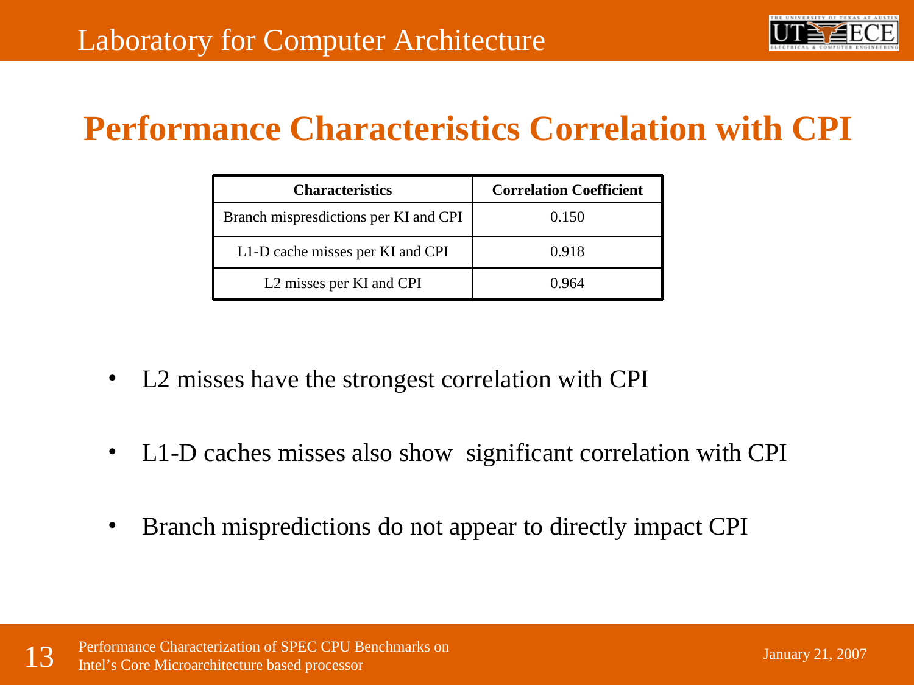# Performance Characteristics Correlation with CPI

| Characteristics | Correlation Coefficient |
|---|---|
| Branch mispresdictions per KI and CPI | 0.150 |
| L1-D cache misses per KI and CPI | 0.918 |
| L2 misses per KI and CPI | 0.964 |

- L2 misses have the strongest correlation with CPI
- L1-D caches misses also show significant correlation with CPI
- Branch mispredictions do not appear to directly impact CPI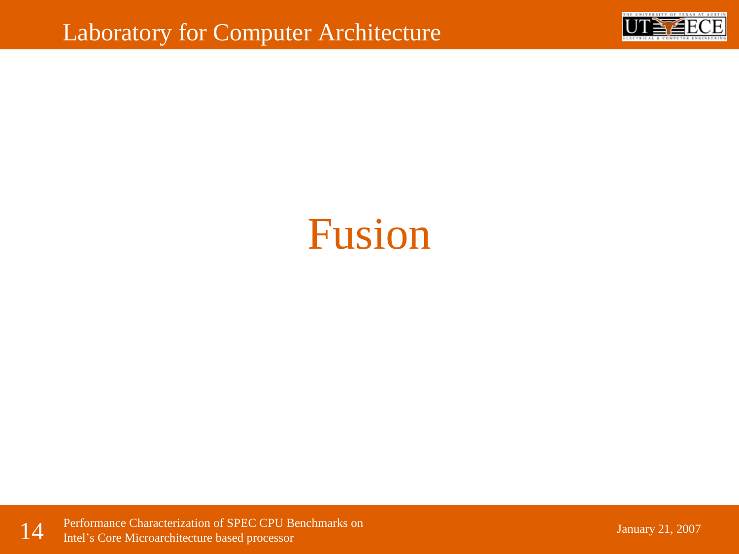# Fusion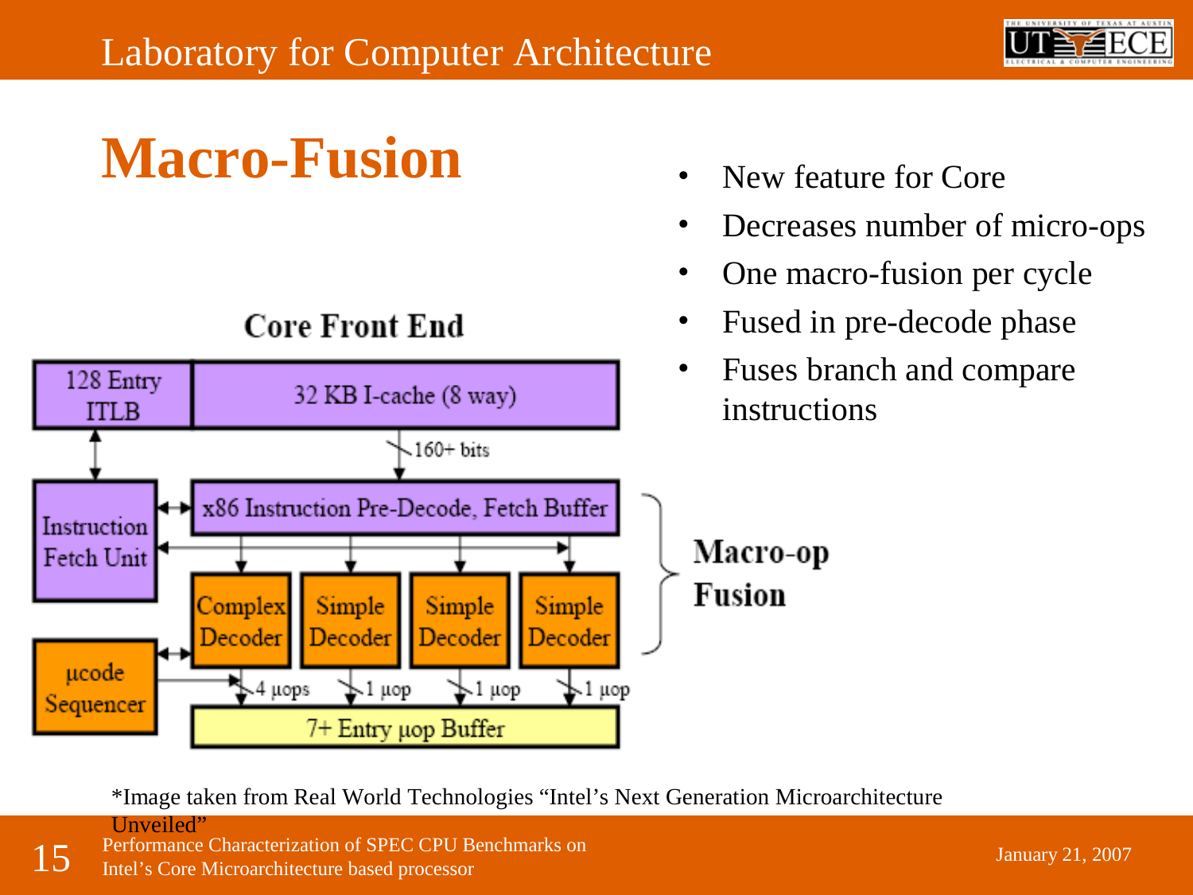# Macro-Fusion

- New feature for Core
- Decreases number of micro-ops
- One macro-fusion per cycle
- Fused in pre-decode phase
- Fuses branch and compare instructions

**Core Front End**

128 Entry ITLB | 32 KB I-cache (8 way) | 160+ bits | Instruction Fetch Unit | x86 Instruction Pre-Decode, Fetch Buffer | Complex Decoder | Simple Decoder | Simple Decoder | Simple Decoder | µcode Sequencer | 4 µops | 1 µop | 1 µop | 1 µop | 7+ Entry µop Buffer

**Macro-op Fusion**

*Image taken from Real World Technologies "Intel's Next Generation Microarchitecture Unveiled"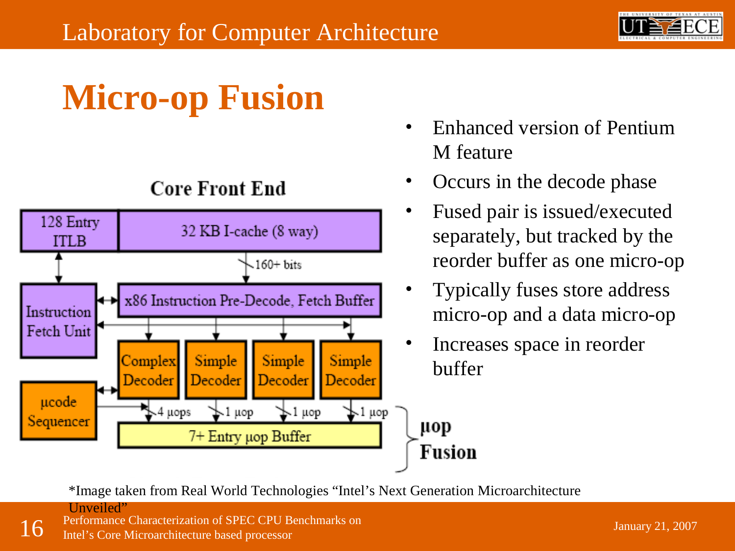# Micro-op Fusion

Core Front End

| | |
|---|---|
| 128 Entry ITLB | 32 KB I-cache (8 way) |

160+ bits

Instruction Fetch Unit

x86 Instruction Pre-Decode, Fetch Buffer

Complex Decoder | Simple Decoder | Simple Decoder | Simple Decoder

µcode Sequencer

4 µops | 1 µop | 1 µop | 1 µop

7+ Entry µop Buffer

µop Fusion

- Enhanced version of Pentium M feature
- Occurs in the decode phase
- Fused pair is issued/executed separately, but tracked by the reorder buffer as one micro-op
- Typically fuses store address micro-op and a data micro-op
- Increases space in reorder buffer

*Image taken from Real World Technologies "Intel's Next Generation Microarchitecture Unveiled"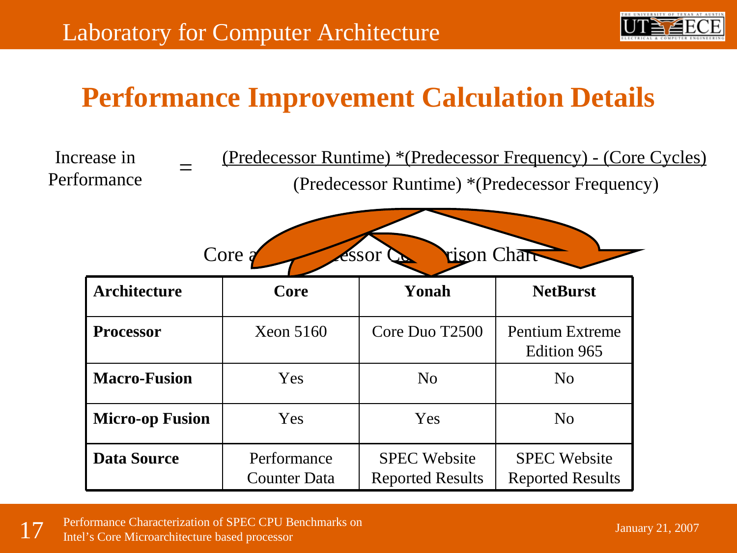# Performance Improvement Calculation Details

$$\text{Increase in Performance} = \frac{\text{(Predecessor Runtime)} * \text{(Predecessor Frequency)} - \text{(Core Cycles)}}{\text{(Predecessor Runtime)} * \text{(Predecessor Frequency)}}$$

Core and Predecessor Comparison Chart

| Architecture | Core | Yonah | NetBurst |
|---|---|---|---|
| **Processor** | Xeon 5160 | Core Duo T2500 | Pentium Extreme Edition 965 |
| **Macro-Fusion** | Yes | No | No |
| **Micro-op Fusion** | Yes | Yes | No |
| **Data Source** | Performance Counter Data | SPEC Website Reported Results | SPEC Website Reported Results |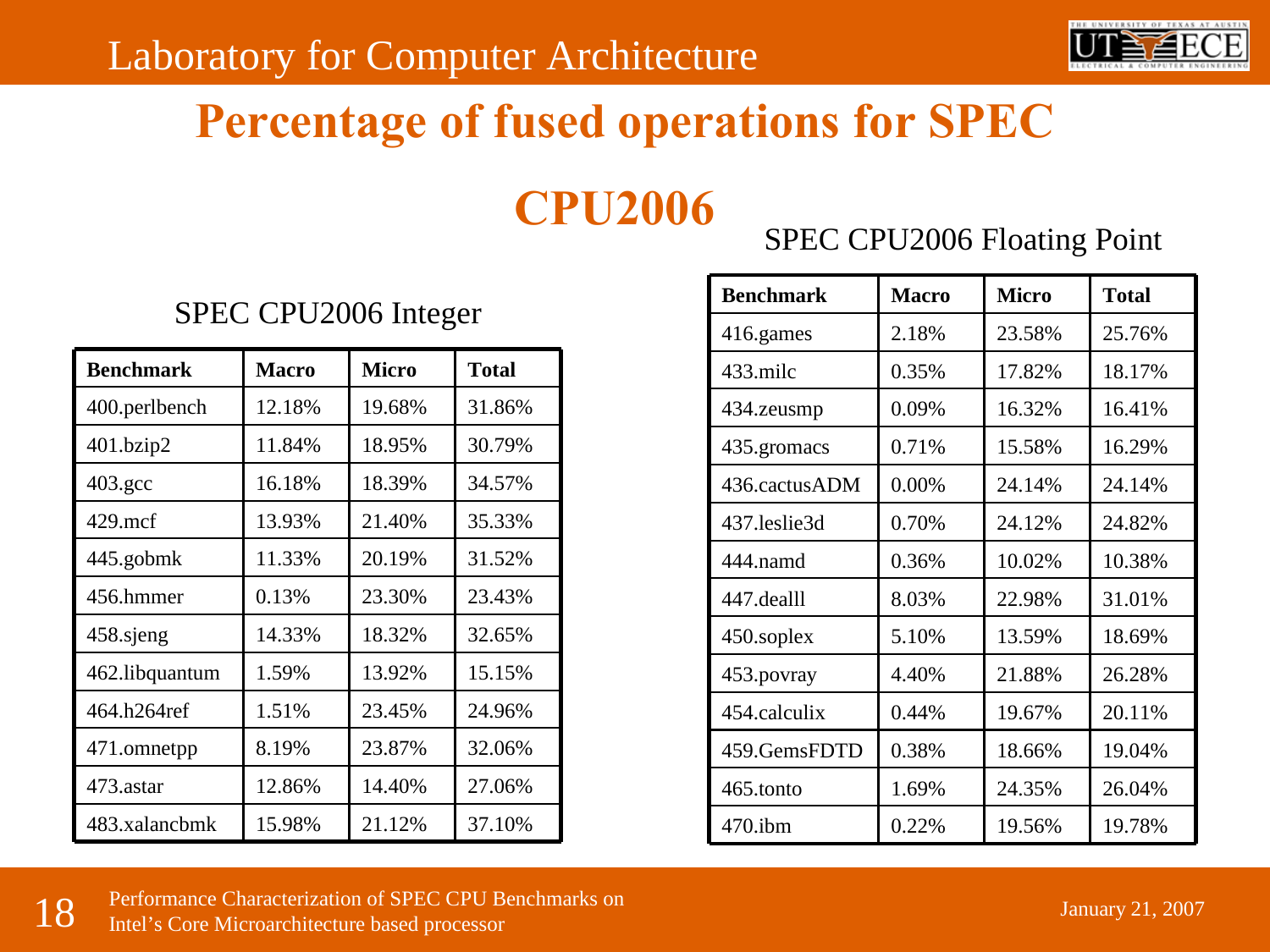# Percentage of fused operations for SPEC CPU2006

### SPEC CPU2006 Integer

| Benchmark | Macro | Micro | Total |
|---|---|---|---|
| 400.perlbench | 12.18% | 19.68% | 31.86% |
| 401.bzip2 | 11.84% | 18.95% | 30.79% |
| 403.gcc | 16.18% | 18.39% | 34.57% |
| 429.mcf | 13.93% | 21.40% | 35.33% |
| 445.gobmk | 11.33% | 20.19% | 31.52% |
| 456.hmmer | 0.13% | 23.30% | 23.43% |
| 458.sjeng | 14.33% | 18.32% | 32.65% |
| 462.libquantum | 1.59% | 13.92% | 15.15% |
| 464.h264ref | 1.51% | 23.45% | 24.96% |
| 471.omnetpp | 8.19% | 23.87% | 32.06% |
| 473.astar | 12.86% | 14.40% | 27.06% |
| 483.xalancbmk | 15.98% | 21.12% | 37.10% |

### SPEC CPU2006 Floating Point

| Benchmark | Macro | Micro | Total |
|---|---|---|---|
| 416.games | 2.18% | 23.58% | 25.76% |
| 433.milc | 0.35% | 17.82% | 18.17% |
| 434.zeusmp | 0.09% | 16.32% | 16.41% |
| 435.gromacs | 0.71% | 15.58% | 16.29% |
| 436.cactusADM | 0.00% | 24.14% | 24.14% |
| 437.leslie3d | 0.70% | 24.12% | 24.82% |
| 444.namd | 0.36% | 10.02% | 10.38% |
| 447.dealll | 8.03% | 22.98% | 31.01% |
| 450.soplex | 5.10% | 13.59% | 18.69% |
| 453.povray | 4.40% | 21.88% | 26.28% |
| 454.calculix | 0.44% | 19.67% | 20.11% |
| 459.GemsFDTD | 0.38% | 18.66% | 19.04% |
| 465.tonto | 1.69% | 24.35% | 26.04% |
| 470.ibm | 0.22% | 19.56% | 19.78% |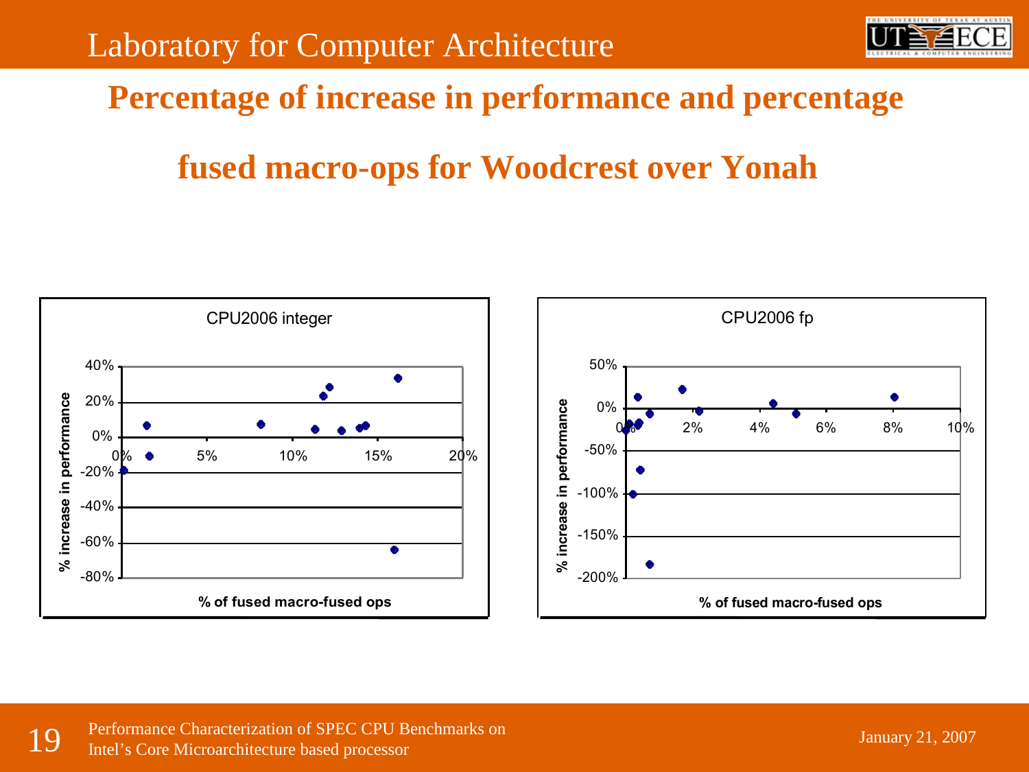# Percentage of increase in performance and percentage fused macro-ops for Woodcrest over Yonah

**CPU2006 integer**

% increase in performance (y-axis: -80% to 40%) vs. % of fused macro-fused ops (x-axis: 0% to 20%)

**CPU2006 fp**

% increase in performance (y-axis: -200% to 50%) vs. % of fused macro-fused ops (x-axis: 0% to 10%)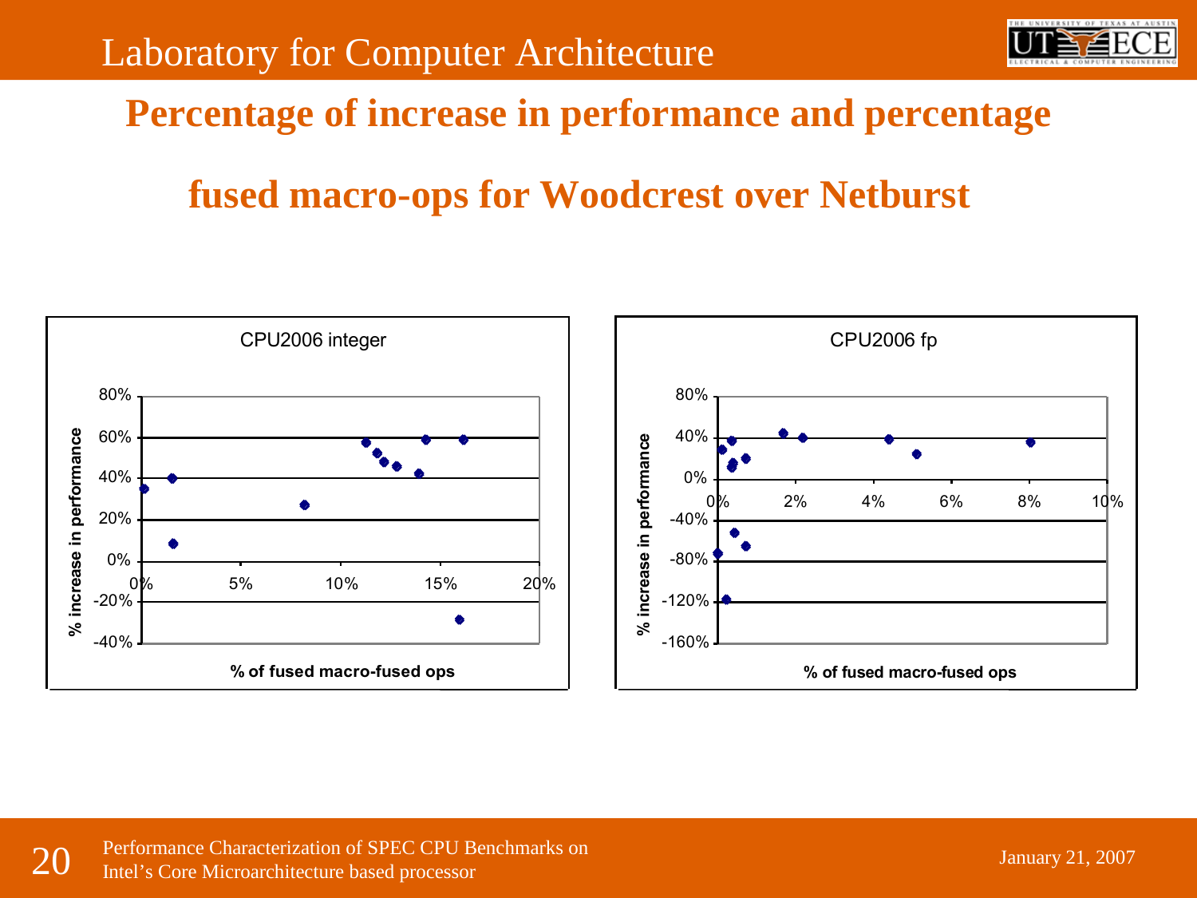## Percentage of increase in performance and percentage fused macro-ops for Woodcrest over Netburst

**CPU2006 integer**

% increase in performance (y-axis: -40% to 80%) vs. % of fused macro-fused ops (x-axis: 0% to 20%)

**CPU2006 fp**

% increase in performance (y-axis: -160% to 80%) vs. % of fused macro-fused ops (x-axis: 0% to 10%)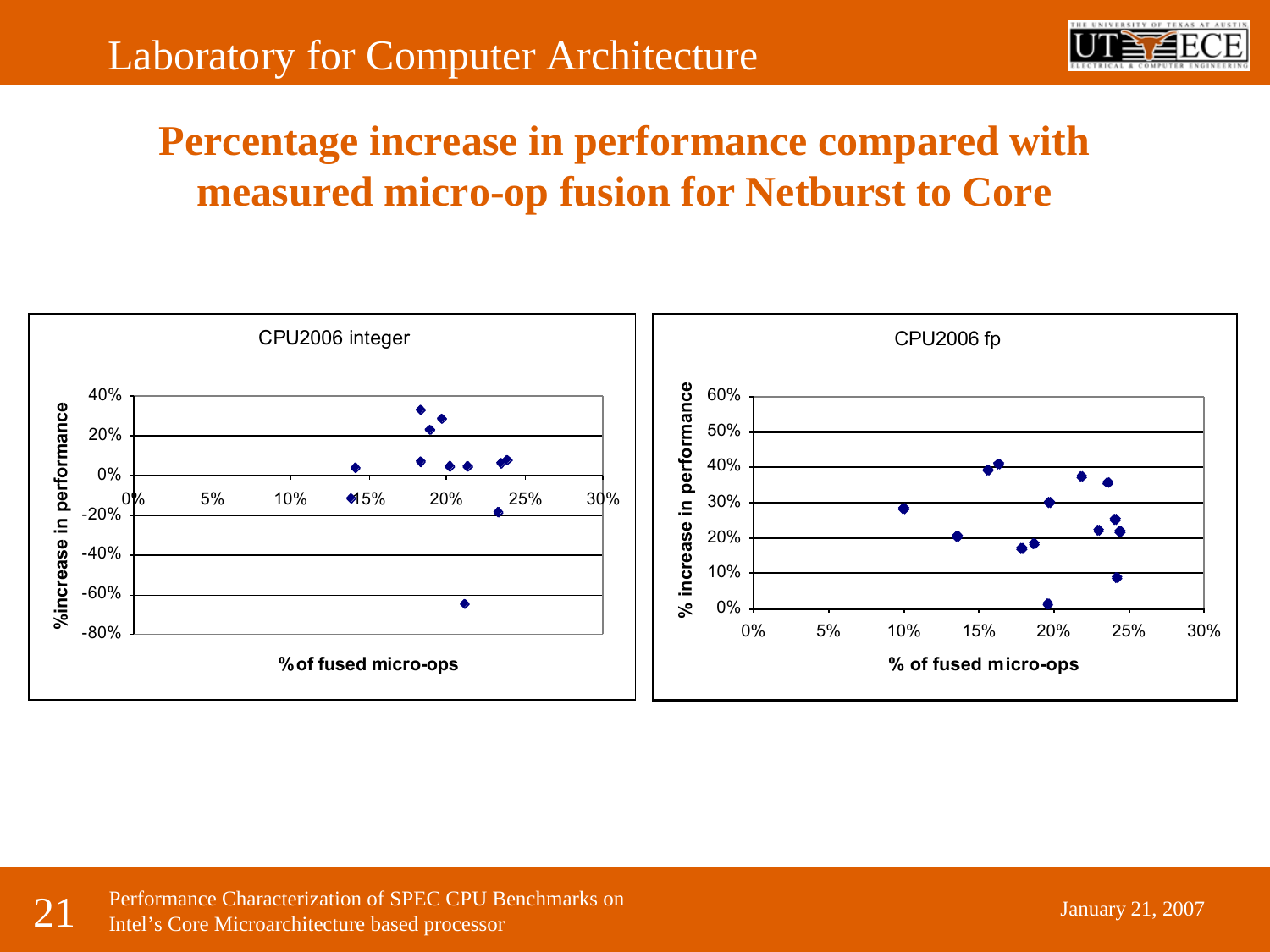# Percentage increase in performance compared with measured micro-op fusion for Netburst to Core

CPU2006 integer

%increase in performance

40%
20%
0%
-20%
-40%
-60%
-80%

0% 5% 10% 15% 20% 25% 30%

% of fused micro-ops

CPU2006 fp

% increase in performance

60%
50%
40%
30%
20%
10%
0%

0% 5% 10% 15% 20% 25% 30%

% of fused micro-ops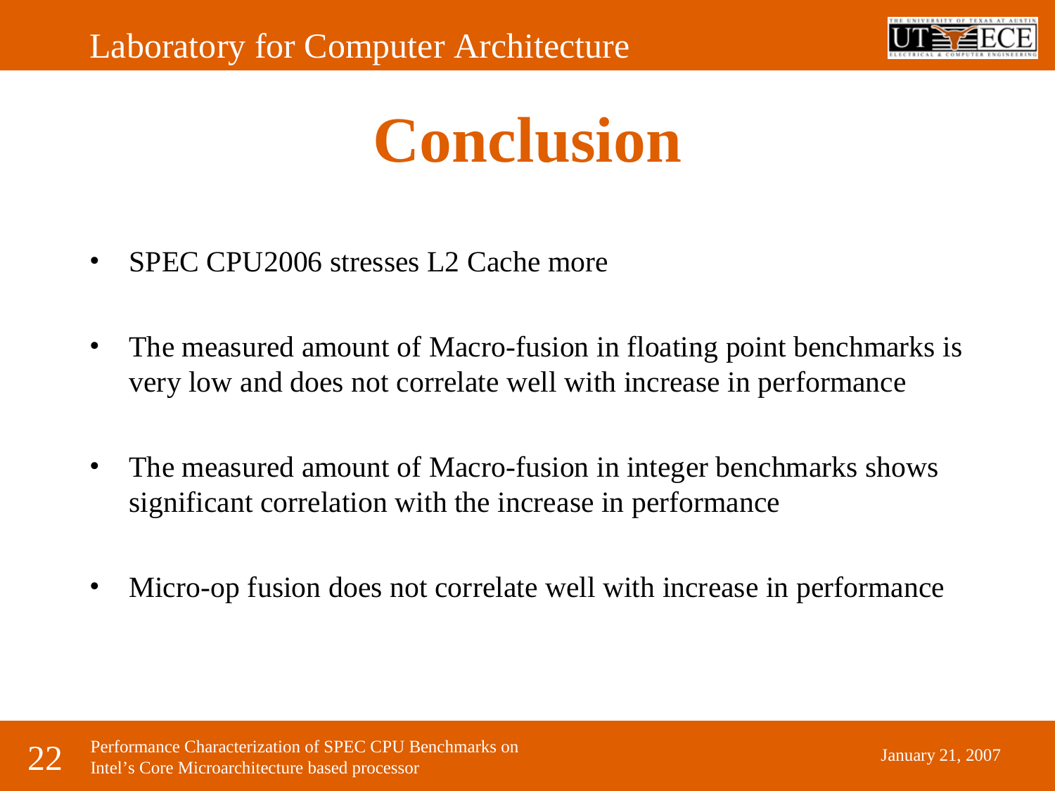# Conclusion

- SPEC CPU2006 stresses L2 Cache more
- The measured amount of Macro-fusion in floating point benchmarks is very low and does not correlate well with increase in performance
- The measured amount of Macro-fusion in integer benchmarks shows significant correlation with the increase in performance
- Micro-op fusion does not correlate well with increase in performance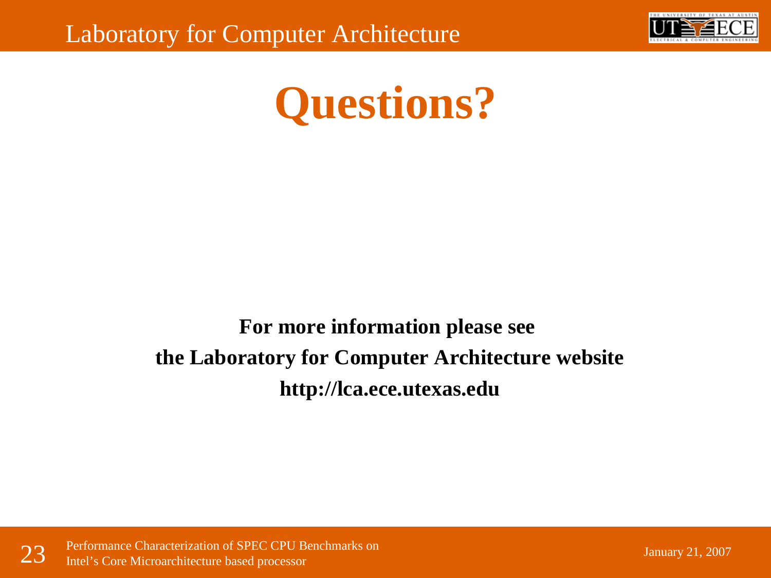# Questions?

**For more information please see**
**the Laboratory for Computer Architecture website**
**http://lca.ece.utexas.edu**